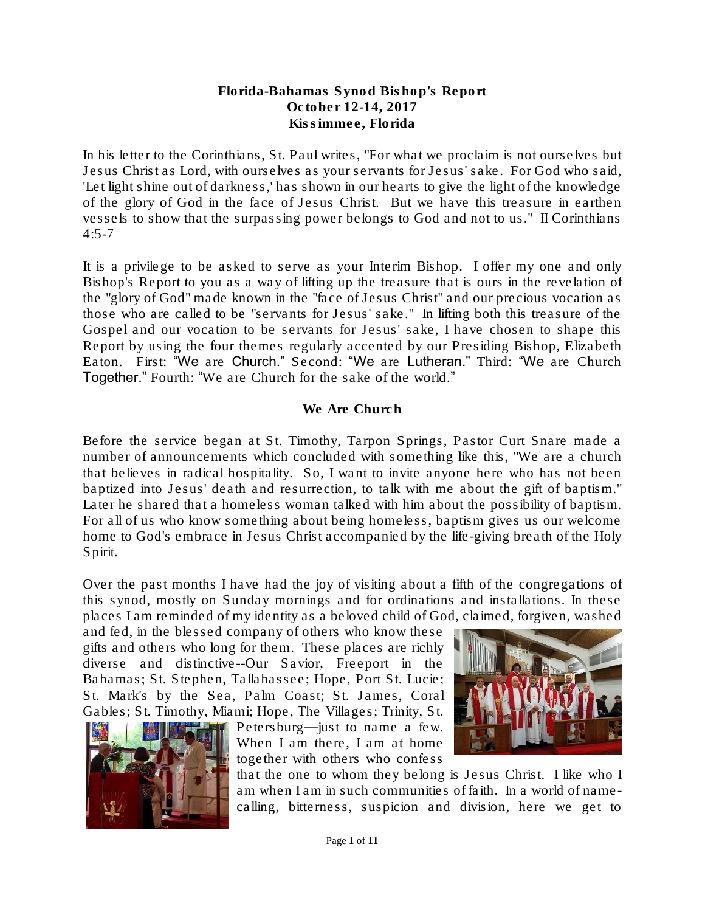**Florida-Bahamas Synod Bishop's Report**
**October 12-14, 2017**
**Kissimmee, Florida**

In his letter to the Corinthians, St. Paul writes, "For what we proclaim is not ourselves but Jesus Christ as Lord, with ourselves as your servants for Jesus' sake. For God who said, 'Let light shine out of darkness,' has shown in our hearts to give the light of the knowledge of the glory of God in the face of Jesus Christ. But we have this treasure in earthen vessels to show that the surpassing power belongs to God and not to us." II Corinthians 4:5-7

It is a privilege to be asked to serve as your Interim Bishop. I offer my one and only Bishop's Report to you as a way of lifting up the treasure that is ours in the revelation of the "glory of God" made known in the "face of Jesus Christ" and our precious vocation as those who are called to be "servants for Jesus' sake." In lifting both this treasure of the Gospel and our vocation to be servants for Jesus' sake, I have chosen to shape this Report by using the four themes regularly accented by our Presiding Bishop, Elizabeth Eaton. First: "We are Church." Second: "We are Lutheran." Third: "We are Church Together." Fourth: "We are Church for the sake of the world."

## We Are Church

Before the service began at St. Timothy, Tarpon Springs, Pastor Curt Snare made a number of announcements which concluded with something like this, "We are a church that believes in radical hospitality. So, I want to invite anyone here who has not been baptized into Jesus' death and resurrection, to talk with me about the gift of baptism." Later he shared that a homeless woman talked with him about the possibility of baptism. For all of us who know something about being homeless, baptism gives us our welcome home to God's embrace in Jesus Christ accompanied by the life-giving breath of the Holy Spirit.

Over the past months I have had the joy of visiting about a fifth of the congregations of this synod, mostly on Sunday mornings and for ordinations and installations. In these places I am reminded of my identity as a beloved child of God, claimed, forgiven, washed and fed, in the blessed company of others who know these gifts and others who long for them. These places are richly diverse and distinctive--Our Savior, Freeport in the Bahamas; St. Stephen, Tallahassee; Hope, Port St. Lucie; St. Mark's by the Sea, Palm Coast; St. James, Coral Gables; St. Timothy, Miami; Hope, The Villages; Trinity, St. Petersburg—just to name a few. When I am there, I am at home together with others who confess that the one to whom they belong is Jesus Christ. I like who I am when I am in such communities of faith. In a world of name-calling, bitterness, suspicion and division, here we get to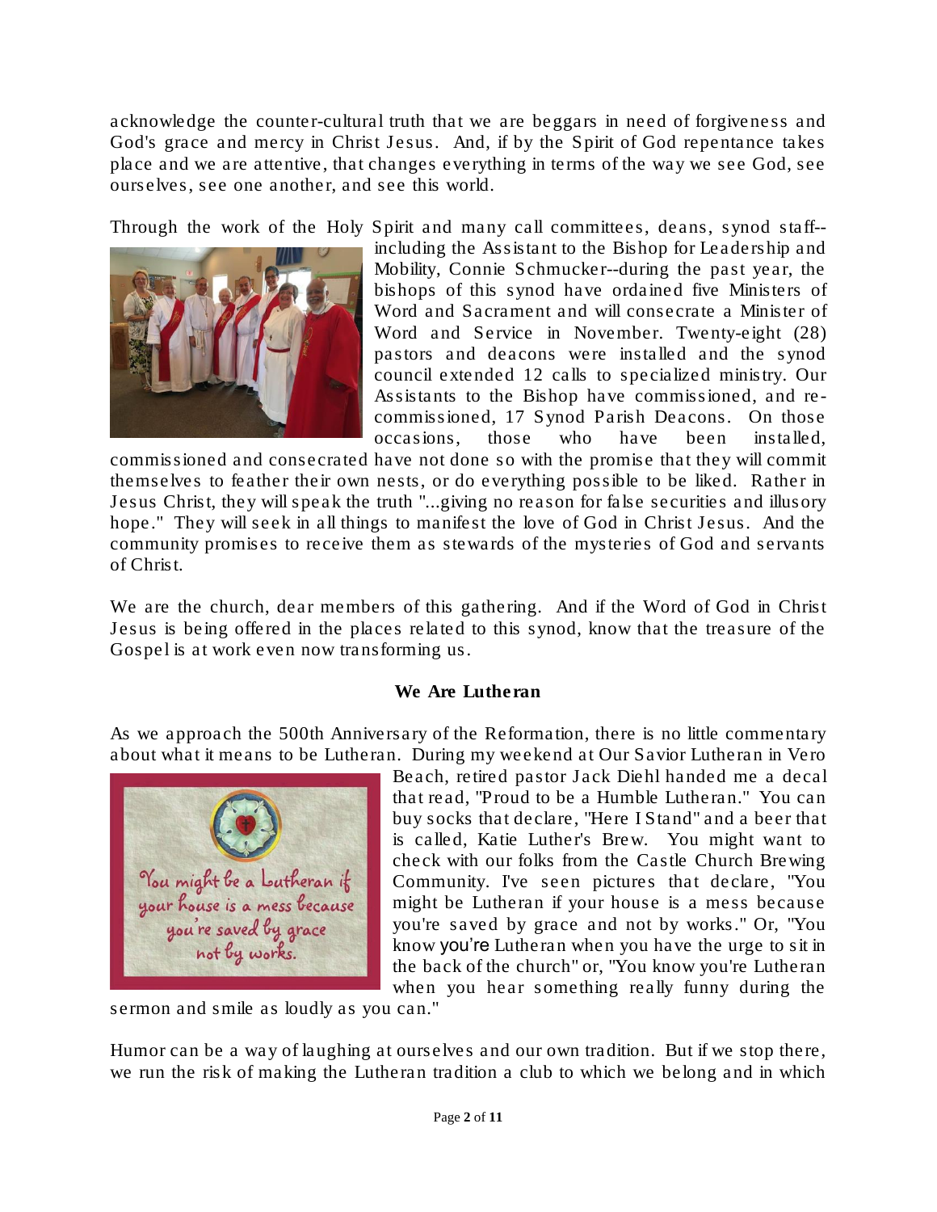acknowledge the counter-cultural truth that we are beggars in need of forgiveness and God's grace and mercy in Christ Jesus. And, if by the Spirit of God repentance takes place and we are attentive, that changes everything in terms of the way we see God, see ourselves, see one another, and see this world.

Through the work of the Holy Spirit and many call committees, deans, synod staff--including the Assistant to the Bishop for Leadership and Mobility, Connie Schmucker--during the past year, the bishops of this synod have ordained five Ministers of Word and Sacrament and will consecrate a Minister of Word and Service in November. Twenty-eight (28) pastors and deacons were installed and the synod council extended 12 calls to specialized ministry. Our Assistants to the Bishop have commissioned, and re-commissioned, 17 Synod Parish Deacons. On those occasions, those who have been installed, commissioned and consecrated have not done so with the promise that they will commit themselves to feather their own nests, or do everything possible to be liked. Rather in Jesus Christ, they will speak the truth "...giving no reason for false securities and illusory hope." They will seek in all things to manifest the love of God in Christ Jesus. And the community promises to receive them as stewards of the mysteries of God and servants of Christ.

We are the church, dear members of this gathering. And if the Word of God in Christ Jesus is being offered in the places related to this synod, know that the treasure of the Gospel is at work even now transforming us.

## We Are Lutheran

As we approach the 500th Anniversary of the Reformation, there is no little commentary about what it means to be Lutheran. During my weekend at Our Savior Lutheran in Vero Beach, retired pastor Jack Diehl handed me a decal that read, "Proud to be a Humble Lutheran." You can buy socks that declare, "Here I Stand" and a beer that is called, Katie Luther's Brew. You might want to check with our folks from the Castle Church Brewing Community. I've seen pictures that declare, "You might be Lutheran if your house is a mess because you're saved by grace and not by works." Or, "You know you're Lutheran when you have the urge to sit in the back of the church" or, "You know you're Lutheran when you hear something really funny during the sermon and smile as loudly as you can."

Humor can be a way of laughing at ourselves and our own tradition. But if we stop there, we run the risk of making the Lutheran tradition a club to which we belong and in which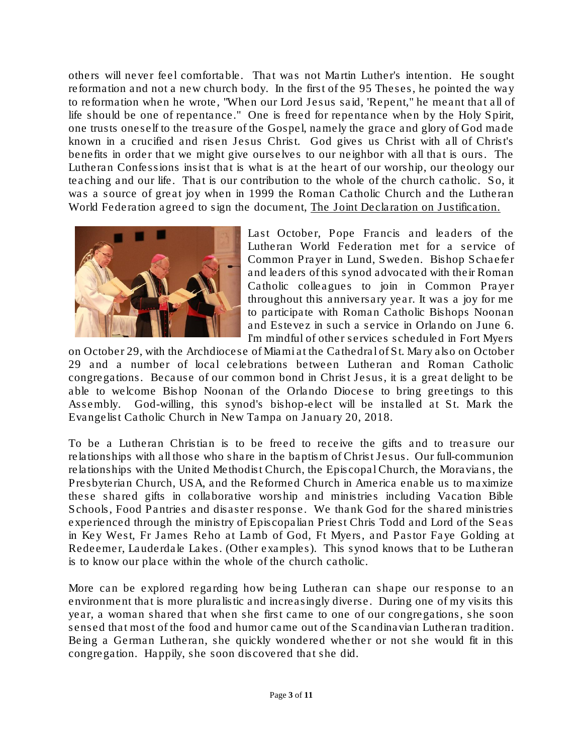others will never feel comfortable. That was not Martin Luther's intention. He sought reformation and not a new church body. In the first of the 95 Theses, he pointed the way to reformation when he wrote, "When our Lord Jesus said, 'Repent," he meant that all of life should be one of repentance." One is freed for repentance when by the Holy Spirit, one trusts oneself to the treasure of the Gospel, namely the grace and glory of God made known in a crucified and risen Jesus Christ. God gives us Christ with all of Christ's benefits in order that we might give ourselves to our neighbor with all that is ours. The Lutheran Confessions insist that is what is at the heart of our worship, our theology our teaching and our life. That is our contribution to the whole of the church catholic. So, it was a source of great joy when in 1999 the Roman Catholic Church and the Lutheran World Federation agreed to sign the document, The Joint Declaration on Justification.

Last October, Pope Francis and leaders of the Lutheran World Federation met for a service of Common Prayer in Lund, Sweden. Bishop Schaefer and leaders of this synod advocated with their Roman Catholic colleagues to join in Common Prayer throughout this anniversary year. It was a joy for me to participate with Roman Catholic Bishops Noonan and Estevez in such a service in Orlando on June 6. I'm mindful of other services scheduled in Fort Myers on October 29, with the Archdiocese of Miami at the Cathedral of St. Mary also on October 29 and a number of local celebrations between Lutheran and Roman Catholic congregations. Because of our common bond in Christ Jesus, it is a great delight to be able to welcome Bishop Noonan of the Orlando Diocese to bring greetings to this Assembly. God-willing, this synod's bishop-elect will be installed at St. Mark the Evangelist Catholic Church in New Tampa on January 20, 2018.

To be a Lutheran Christian is to be freed to receive the gifts and to treasure our relationships with all those who share in the baptism of Christ Jesus. Our full-communion relationships with the United Methodist Church, the Episcopal Church, the Moravians, the Presbyterian Church, USA, and the Reformed Church in America enable us to maximize these shared gifts in collaborative worship and ministries including Vacation Bible Schools, Food Pantries and disaster response. We thank God for the shared ministries experienced through the ministry of Episcopalian Priest Chris Todd and Lord of the Seas in Key West, Fr James Reho at Lamb of God, Ft Myers, and Pastor Faye Golding at Redeemer, Lauderdale Lakes. (Other examples). This synod knows that to be Lutheran is to know our place within the whole of the church catholic.

More can be explored regarding how being Lutheran can shape our response to an environment that is more pluralistic and increasingly diverse. During one of my visits this year, a woman shared that when she first came to one of our congregations, she soon sensed that most of the food and humor came out of the Scandinavian Lutheran tradition. Being a German Lutheran, she quickly wondered whether or not she would fit in this congregation. Happily, she soon discovered that she did.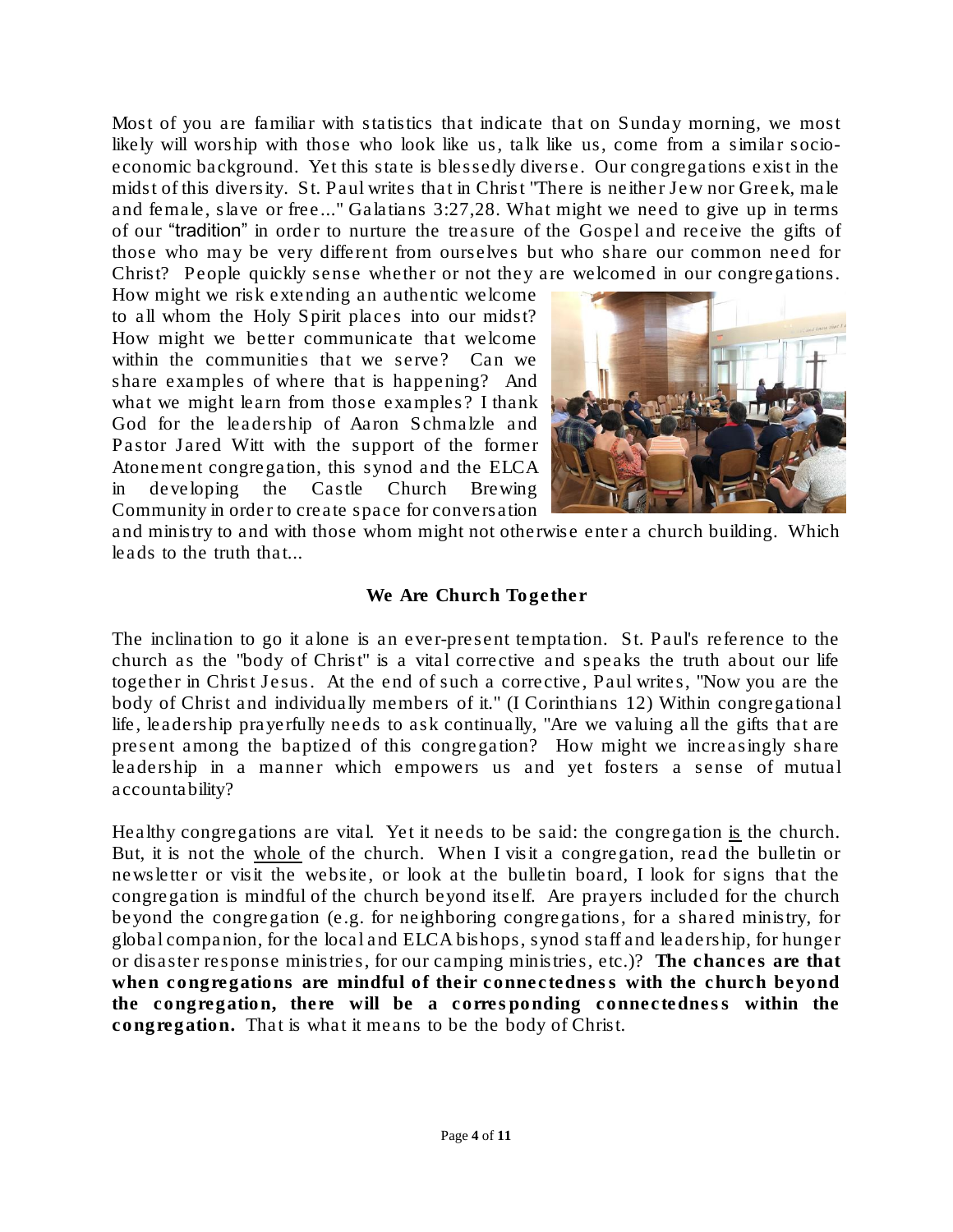Most of you are familiar with statistics that indicate that on Sunday morning, we most likely will worship with those who look like us, talk like us, come from a similar socio-economic background. Yet this state is blessedly diverse. Our congregations exist in the midst of this diversity. St. Paul writes that in Christ "There is neither Jew nor Greek, male and female, slave or free..." Galatians 3:27,28. What might we need to give up in terms of our "tradition" in order to nurture the treasure of the Gospel and receive the gifts of those who may be very different from ourselves but who share our common need for Christ? People quickly sense whether or not they are welcomed in our congregations. How might we risk extending an authentic welcome to all whom the Holy Spirit places into our midst? How might we better communicate that welcome within the communities that we serve? Can we share examples of where that is happening? And what we might learn from those examples? I thank God for the leadership of Aaron Schmalzle and Pastor Jared Witt with the support of the former Atonement congregation, this synod and the ELCA in developing the Castle Church Brewing Community in order to create space for conversation and ministry to and with those whom might not otherwise enter a church building. Which leads to the truth that...

**We Are Church Together**

The inclination to go it alone is an ever-present temptation. St. Paul's reference to the church as the "body of Christ" is a vital corrective and speaks the truth about our life together in Christ Jesus. At the end of such a corrective, Paul writes, "Now you are the body of Christ and individually members of it." (I Corinthians 12) Within congregational life, leadership prayerfully needs to ask continually, "Are we valuing all the gifts that are present among the baptized of this congregation? How might we increasingly share leadership in a manner which empowers us and yet fosters a sense of mutual accountability?

Healthy congregations are vital. Yet it needs to be said: the congregation is the church. But, it is not the whole of the church. When I visit a congregation, read the bulletin or newsletter or visit the website, or look at the bulletin board, I look for signs that the congregation is mindful of the church beyond itself. Are prayers included for the church beyond the congregation (e.g. for neighboring congregations, for a shared ministry, for global companion, for the local and ELCA bishops, synod staff and leadership, for hunger or disaster response ministries, for our camping ministries, etc.)? **The chances are that when congregations are mindful of their connectedness with the church beyond the congregation, there will be a corresponding connectedness within the congregation.** That is what it means to be the body of Christ.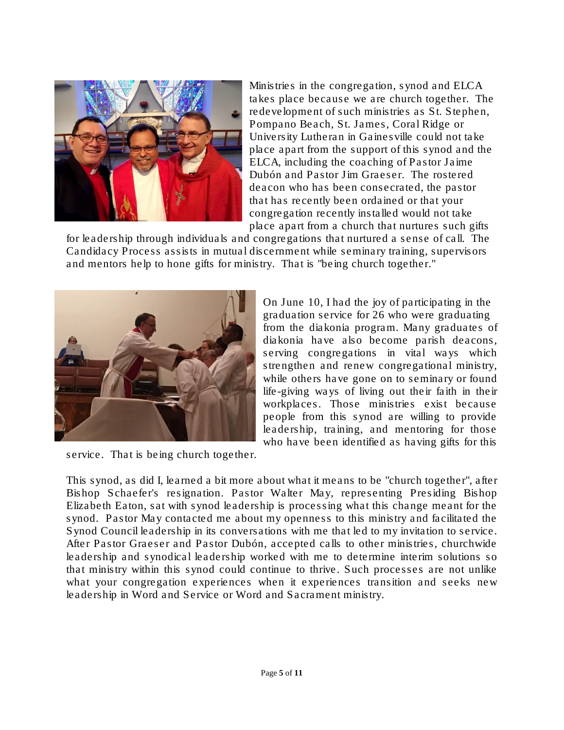Ministries in the congregation, synod and ELCA takes place because we are church together. The redevelopment of such ministries as St. Stephen, Pompano Beach, St. James, Coral Ridge or University Lutheran in Gainesville could not take place apart from the support of this synod and the ELCA, including the coaching of Pastor Jaime Dubón and Pastor Jim Graeser. The rostered deacon who has been consecrated, the pastor that has recently been ordained or that your congregation recently installed would not take place apart from a church that nurtures such gifts for leadership through individuals and congregations that nurtured a sense of call. The Candidacy Process assists in mutual discernment while seminary training, supervisors and mentors help to hone gifts for ministry. That is "being church together."

On June 10, I had the joy of participating in the graduation service for 26 who were graduating from the diakonia program. Many graduates of diakonia have also become parish deacons, serving congregations in vital ways which strengthen and renew congregational ministry, while others have gone on to seminary or found life-giving ways of living out their faith in their workplaces. Those ministries exist because people from this synod are willing to provide leadership, training, and mentoring for those who have been identified as having gifts for this service. That is being church together.

This synod, as did I, learned a bit more about what it means to be "church together", after Bishop Schaefer's resignation. Pastor Walter May, representing Presiding Bishop Elizabeth Eaton, sat with synod leadership is processing what this change meant for the synod. Pastor May contacted me about my openness to this ministry and facilitated the Synod Council leadership in its conversations with me that led to my invitation to service. After Pastor Graeser and Pastor Dubón, accepted calls to other ministries, churchwide leadership and synodical leadership worked with me to determine interim solutions so that ministry within this synod could continue to thrive. Such processes are not unlike what your congregation experiences when it experiences transition and seeks new leadership in Word and Service or Word and Sacrament ministry.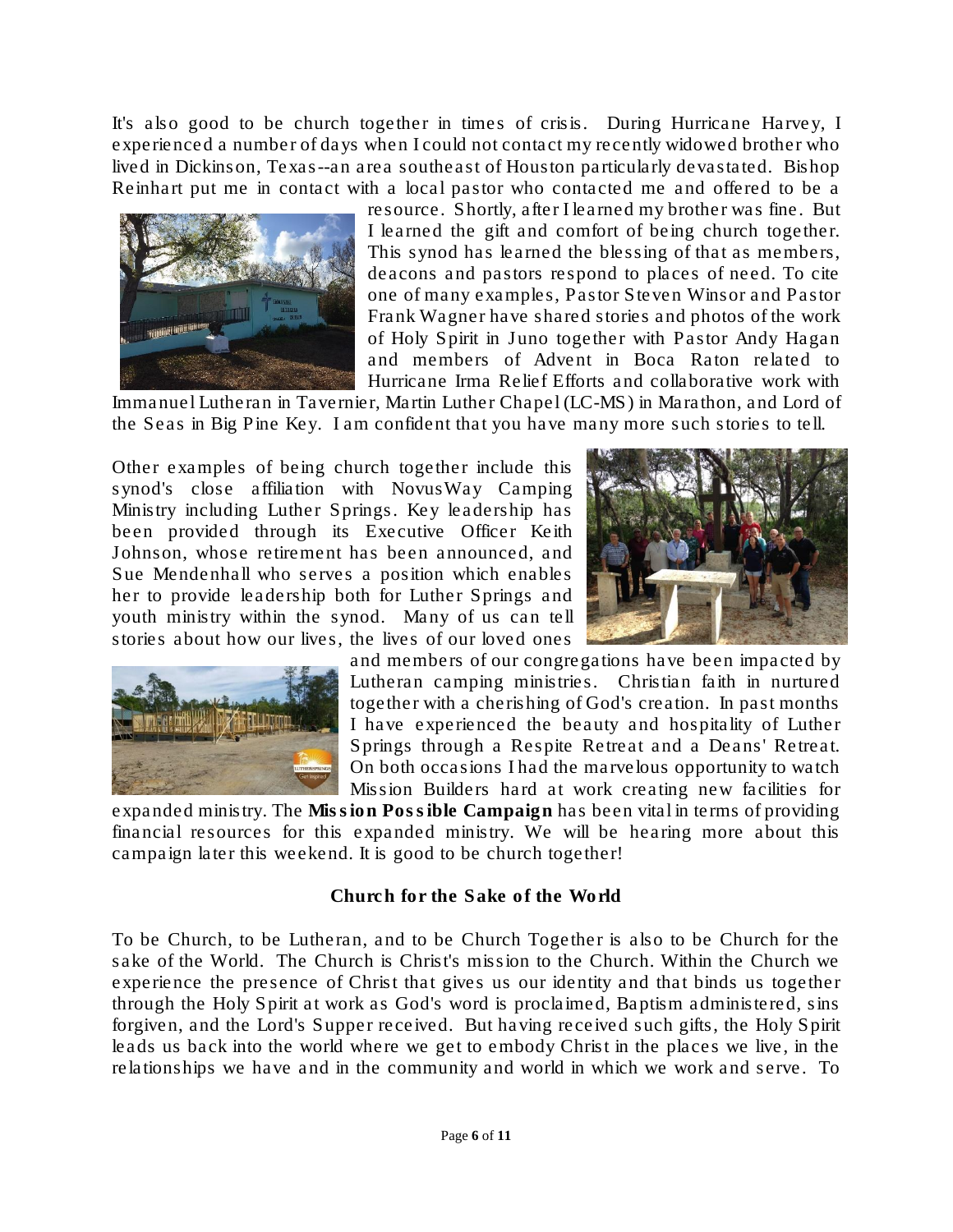It's also good to be church together in times of crisis. During Hurricane Harvey, I experienced a number of days when I could not contact my recently widowed brother who lived in Dickinson, Texas--an area southeast of Houston particularly devastated. Bishop Reinhart put me in contact with a local pastor who contacted me and offered to be a resource. Shortly, after I learned my brother was fine. But I learned the gift and comfort of being church together. This synod has learned the blessing of that as members, deacons and pastors respond to places of need. To cite one of many examples, Pastor Steven Winsor and Pastor Frank Wagner have shared stories and photos of the work of Holy Spirit in Juno together with Pastor Andy Hagan and members of Advent in Boca Raton related to Hurricane Irma Relief Efforts and collaborative work with Immanuel Lutheran in Tavernier, Martin Luther Chapel (LC-MS) in Marathon, and Lord of the Seas in Big Pine Key. I am confident that you have many more such stories to tell.

Other examples of being church together include this synod's close affiliation with NovusWay Camping Ministry including Luther Springs. Key leadership has been provided through its Executive Officer Keith Johnson, whose retirement has been announced, and Sue Mendenhall who serves a position which enables her to provide leadership both for Luther Springs and youth ministry within the synod. Many of us can tell stories about how our lives, the lives of our loved ones and members of our congregations have been impacted by Lutheran camping ministries. Christian faith in nurtured together with a cherishing of God's creation. In past months I have experienced the beauty and hospitality of Luther Springs through a Respite Retreat and a Deans' Retreat. On both occasions I had the marvelous opportunity to watch Mission Builders hard at work creating new facilities for expanded ministry. The **Mission Possible Campaign** has been vital in terms of providing financial resources for this expanded ministry. We will be hearing more about this campaign later this weekend. It is good to be church together!

### Church for the Sake of the World

To be Church, to be Lutheran, and to be Church Together is also to be Church for the sake of the World. The Church is Christ's mission to the Church. Within the Church we experience the presence of Christ that gives us our identity and that binds us together through the Holy Spirit at work as God's word is proclaimed, Baptism administered, sins forgiven, and the Lord's Supper received. But having received such gifts, the Holy Spirit leads us back into the world where we get to embody Christ in the places we live, in the relationships we have and in the community and world in which we work and serve. To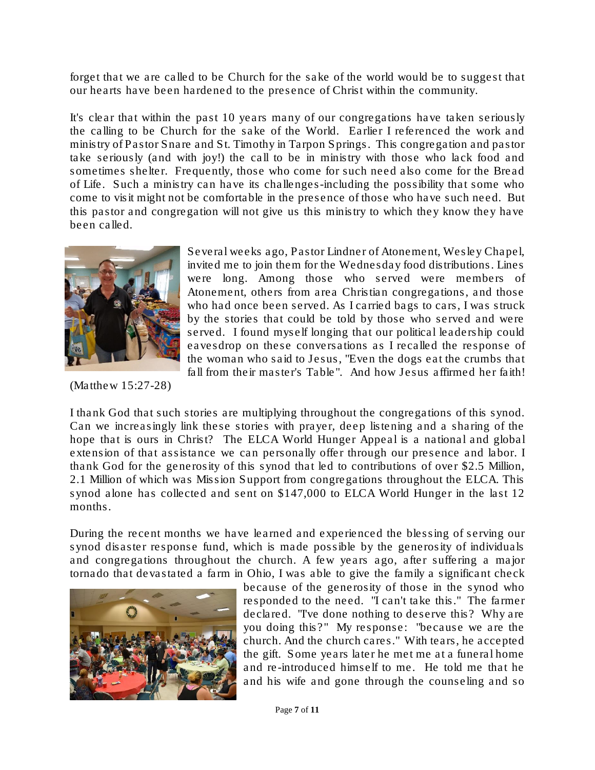forget that we are called to be Church for the sake of the world would be to suggest that our hearts have been hardened to the presence of Christ within the community.

It's clear that within the past 10 years many of our congregations have taken seriously the calling to be Church for the sake of the World. Earlier I referenced the work and ministry of Pastor Snare and St. Timothy in Tarpon Springs. This congregation and pastor take seriously (and with joy!) the call to be in ministry with those who lack food and sometimes shelter. Frequently, those who come for such need also come for the Bread of Life. Such a ministry can have its challenges-including the possibility that some who come to visit might not be comfortable in the presence of those who have such need. But this pastor and congregation will not give us this ministry to which they know they have been called.

Several weeks ago, Pastor Lindner of Atonement, Wesley Chapel, invited me to join them for the Wednesday food distributions. Lines were long. Among those who served were members of Atonement, others from area Christian congregations, and those who had once been served. As I carried bags to cars, I was struck by the stories that could be told by those who served and were served. I found myself longing that our political leadership could eavesdrop on these conversations as I recalled the response of the woman who said to Jesus, "Even the dogs eat the crumbs that fall from their master's Table". And how Jesus affirmed her faith! (Matthew 15:27-28)

I thank God that such stories are multiplying throughout the congregations of this synod. Can we increasingly link these stories with prayer, deep listening and a sharing of the hope that is ours in Christ? The ELCA World Hunger Appeal is a national and global extension of that assistance we can personally offer through our presence and labor. I thank God for the generosity of this synod that led to contributions of over $2.5 Million, 2.1 Million of which was Mission Support from congregations throughout the ELCA. This synod alone has collected and sent on $147,000 to ELCA World Hunger in the last 12 months.

During the recent months we have learned and experienced the blessing of serving our synod disaster response fund, which is made possible by the generosity of individuals and congregations throughout the church. A few years ago, after suffering a major tornado that devastated a farm in Ohio, I was able to give the family a significant check because of the generosity of those in the synod who responded to the need. "I can't take this." The farmer declared. "I've done nothing to deserve this? Why are you doing this?" My response: "because we are the church. And the church cares." With tears, he accepted the gift. Some years later he met me at a funeral home and re-introduced himself to me. He told me that he and his wife and gone through the counseling and so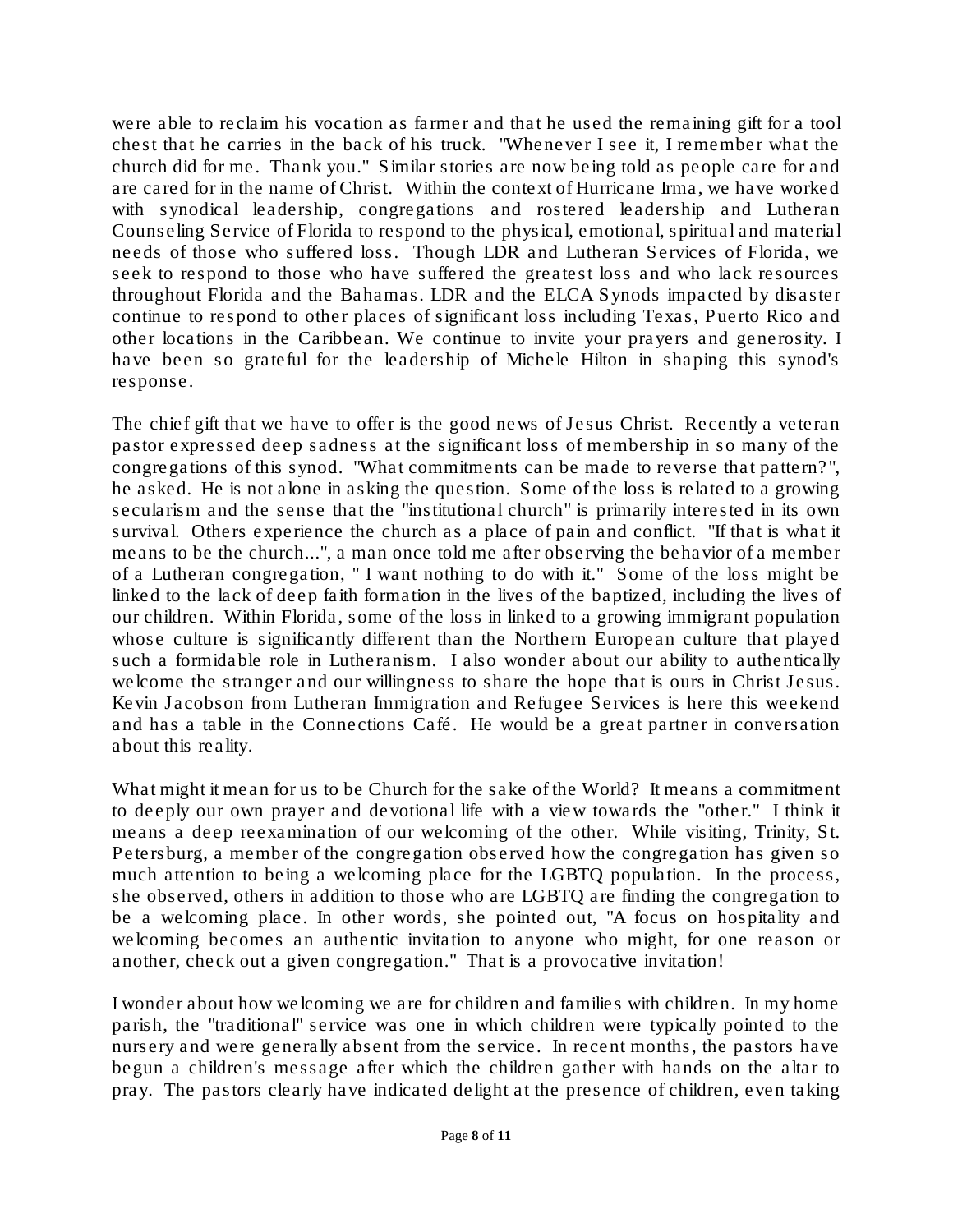were able to reclaim his vocation as farmer and that he used the remaining gift for a tool chest that he carries in the back of his truck. "Whenever I see it, I remember what the church did for me. Thank you." Similar stories are now being told as people care for and are cared for in the name of Christ. Within the context of Hurricane Irma, we have worked with synodical leadership, congregations and rostered leadership and Lutheran Counseling Service of Florida to respond to the physical, emotional, spiritual and material needs of those who suffered loss. Though LDR and Lutheran Services of Florida, we seek to respond to those who have suffered the greatest loss and who lack resources throughout Florida and the Bahamas. LDR and the ELCA Synods impacted by disaster continue to respond to other places of significant loss including Texas, Puerto Rico and other locations in the Caribbean. We continue to invite your prayers and generosity. I have been so grateful for the leadership of Michele Hilton in shaping this synod's response.

The chief gift that we have to offer is the good news of Jesus Christ. Recently a veteran pastor expressed deep sadness at the significant loss of membership in so many of the congregations of this synod. "What commitments can be made to reverse that pattern?", he asked. He is not alone in asking the question. Some of the loss is related to a growing secularism and the sense that the "institutional church" is primarily interested in its own survival. Others experience the church as a place of pain and conflict. "If that is what it means to be the church...", a man once told me after observing the behavior of a member of a Lutheran congregation, " I want nothing to do with it." Some of the loss might be linked to the lack of deep faith formation in the lives of the baptized, including the lives of our children. Within Florida, some of the loss in linked to a growing immigrant population whose culture is significantly different than the Northern European culture that played such a formidable role in Lutheranism. I also wonder about our ability to authentically welcome the stranger and our willingness to share the hope that is ours in Christ Jesus. Kevin Jacobson from Lutheran Immigration and Refugee Services is here this weekend and has a table in the Connections Café. He would be a great partner in conversation about this reality.

What might it mean for us to be Church for the sake of the World? It means a commitment to deeply our own prayer and devotional life with a view towards the "other." I think it means a deep reexamination of our welcoming of the other. While visiting, Trinity, St. Petersburg, a member of the congregation observed how the congregation has given so much attention to being a welcoming place for the LGBTQ population. In the process, she observed, others in addition to those who are LGBTQ are finding the congregation to be a welcoming place. In other words, she pointed out, "A focus on hospitality and welcoming becomes an authentic invitation to anyone who might, for one reason or another, check out a given congregation." That is a provocative invitation!

I wonder about how welcoming we are for children and families with children. In my home parish, the "traditional" service was one in which children were typically pointed to the nursery and were generally absent from the service. In recent months, the pastors have begun a children's message after which the children gather with hands on the altar to pray. The pastors clearly have indicated delight at the presence of children, even taking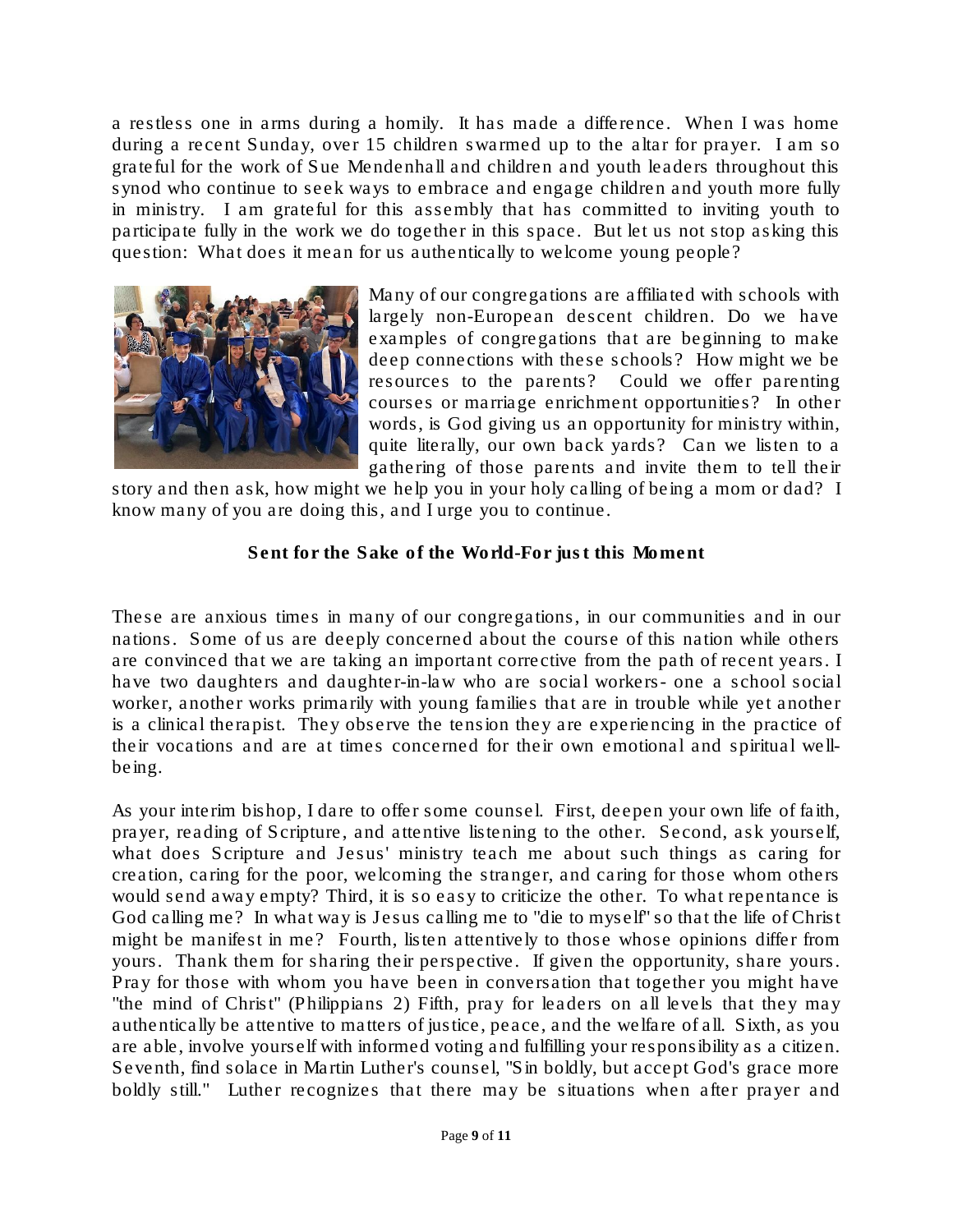a restless one in arms during a homily. It has made a difference. When I was home during a recent Sunday, over 15 children swarmed up to the altar for prayer. I am so grateful for the work of Sue Mendenhall and children and youth leaders throughout this synod who continue to seek ways to embrace and engage children and youth more fully in ministry. I am grateful for this assembly that has committed to inviting youth to participate fully in the work we do together in this space. But let us not stop asking this question: What does it mean for us authentically to welcome young people?

Many of our congregations are affiliated with schools with largely non-European descent children. Do we have examples of congregations that are beginning to make deep connections with these schools? How might we be resources to the parents? Could we offer parenting courses or marriage enrichment opportunities? In other words, is God giving us an opportunity for ministry within, quite literally, our own back yards? Can we listen to a gathering of those parents and invite them to tell their story and then ask, how might we help you in your holy calling of being a mom or dad? I know many of you are doing this, and I urge you to continue.

**Sent for the Sake of the World-For just this Moment**

These are anxious times in many of our congregations, in our communities and in our nations. Some of us are deeply concerned about the course of this nation while others are convinced that we are taking an important corrective from the path of recent years. I have two daughters and daughter-in-law who are social workers- one a school social worker, another works primarily with young families that are in trouble while yet another is a clinical therapist. They observe the tension they are experiencing in the practice of their vocations and are at times concerned for their own emotional and spiritual well-being.

As your interim bishop, I dare to offer some counsel. First, deepen your own life of faith, prayer, reading of Scripture, and attentive listening to the other. Second, ask yourself, what does Scripture and Jesus' ministry teach me about such things as caring for creation, caring for the poor, welcoming the stranger, and caring for those whom others would send away empty? Third, it is so easy to criticize the other. To what repentance is God calling me? In what way is Jesus calling me to "die to myself" so that the life of Christ might be manifest in me? Fourth, listen attentively to those whose opinions differ from yours. Thank them for sharing their perspective. If given the opportunity, share yours. Pray for those with whom you have been in conversation that together you might have "the mind of Christ" (Philippians 2) Fifth, pray for leaders on all levels that they may authentically be attentive to matters of justice, peace, and the welfare of all. Sixth, as you are able, involve yourself with informed voting and fulfilling your responsibility as a citizen. Seventh, find solace in Martin Luther's counsel, "Sin boldly, but accept God's grace more boldly still." Luther recognizes that there may be situations when after prayer and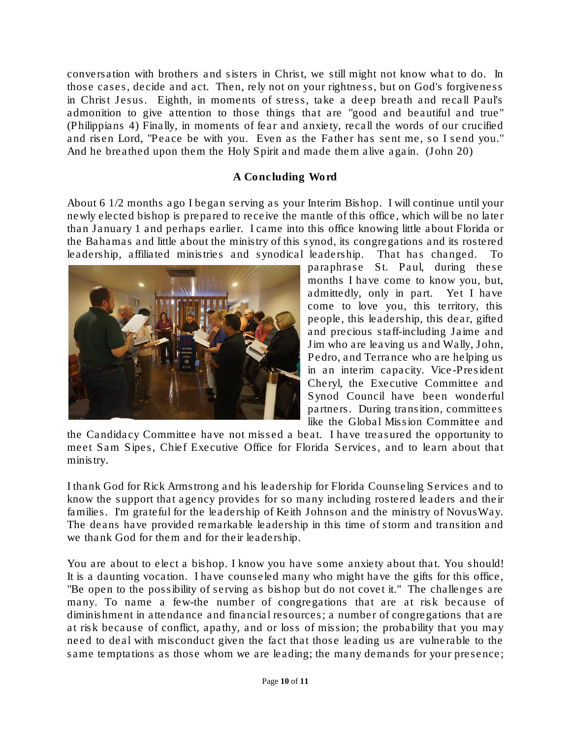conversation with brothers and sisters in Christ, we still might not know what to do. In those cases, decide and act. Then, rely not on your rightness, but on God's forgiveness in Christ Jesus. Eighth, in moments of stress, take a deep breath and recall Paul's admonition to give attention to those things that are "good and beautiful and true" (Philippians 4) Finally, in moments of fear and anxiety, recall the words of our crucified and risen Lord, "Peace be with you. Even as the Father has sent me, so I send you." And he breathed upon them the Holy Spirit and made them alive again. (John 20)

### A Concluding Word

About 6 1/2 months ago I began serving as your Interim Bishop. I will continue until your newly elected bishop is prepared to receive the mantle of this office, which will be no later than January 1 and perhaps earlier. I came into this office knowing little about Florida or the Bahamas and little about the ministry of this synod, its congregations and its rostered leadership, affiliated ministries and synodical leadership. That has changed. To paraphrase St. Paul, during these months I have come to know you, but, admittedly, only in part. Yet I have come to love you, this territory, this people, this leadership, this dear, gifted and precious staff-including Jaime and Jim who are leaving us and Wally, John, Pedro, and Terrance who are helping us in an interim capacity. Vice-President Cheryl, the Executive Committee and Synod Council have been wonderful partners. During transition, committees like the Global Mission Committee and the Candidacy Committee have not missed a beat. I have treasured the opportunity to meet Sam Sipes, Chief Executive Office for Florida Services, and to learn about that ministry.

I thank God for Rick Armstrong and his leadership for Florida Counseling Services and to know the support that agency provides for so many including rostered leaders and their families. I'm grateful for the leadership of Keith Johnson and the ministry of NovusWay. The deans have provided remarkable leadership in this time of storm and transition and we thank God for them and for their leadership.

You are about to elect a bishop. I know you have some anxiety about that. You should! It is a daunting vocation. I have counseled many who might have the gifts for this office, "Be open to the possibility of serving as bishop but do not covet it." The challenges are many. To name a few-the number of congregations that are at risk because of diminishment in attendance and financial resources; a number of congregations that are at risk because of conflict, apathy, and or loss of mission; the probability that you may need to deal with misconduct given the fact that those leading us are vulnerable to the same temptations as those whom we are leading; the many demands for your presence;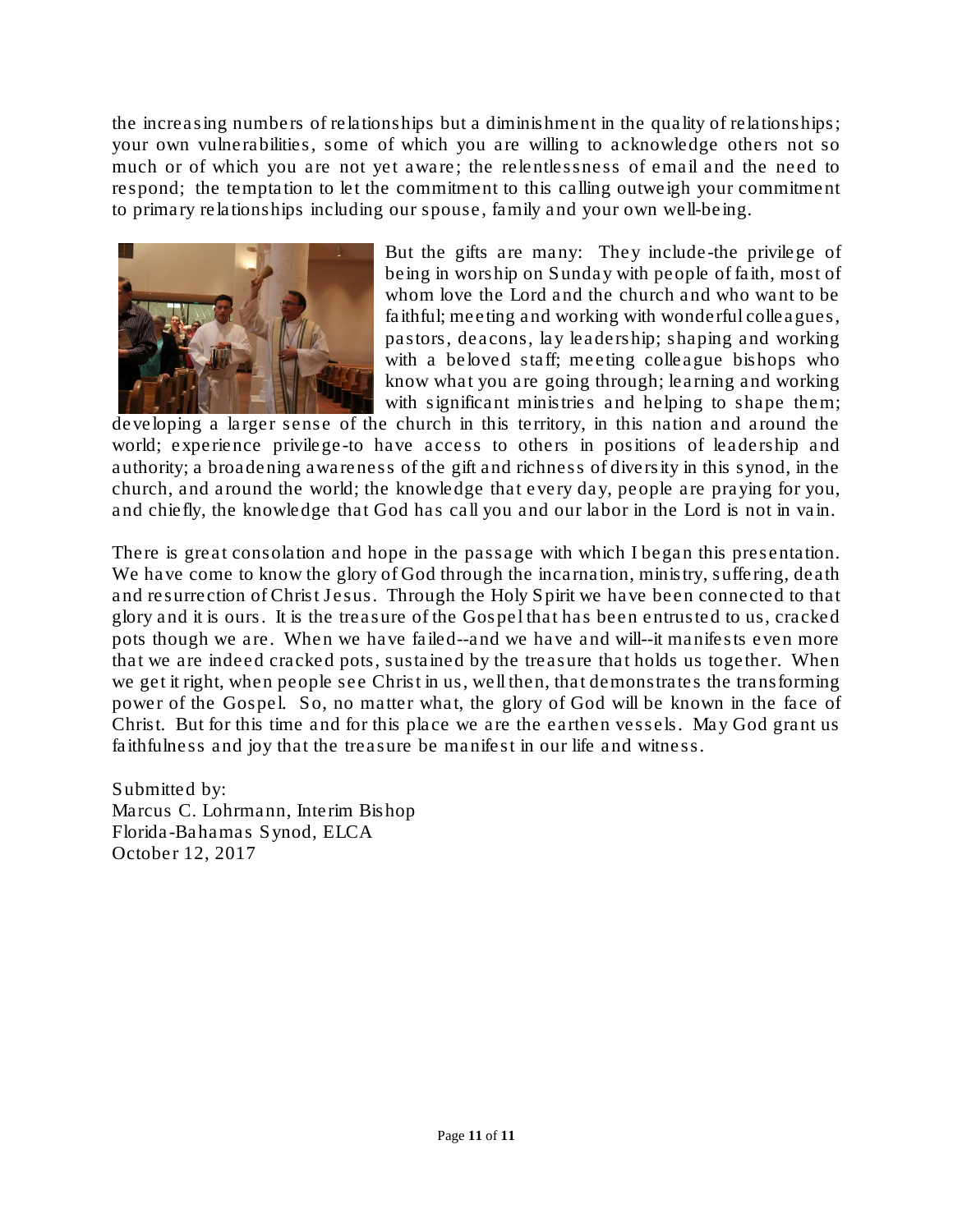the increasing numbers of relationships but a diminishment in the quality of relationships; your own vulnerabilities, some of which you are willing to acknowledge others not so much or of which you are not yet aware; the relentlessness of email and the need to respond; the temptation to let the commitment to this calling outweigh your commitment to primary relationships including our spouse, family and your own well-being.

But the gifts are many: They include-the privilege of being in worship on Sunday with people of faith, most of whom love the Lord and the church and who want to be faithful; meeting and working with wonderful colleagues, pastors, deacons, lay leadership; shaping and working with a beloved staff; meeting colleague bishops who know what you are going through; learning and working with significant ministries and helping to shape them; developing a larger sense of the church in this territory, in this nation and around the world; experience privilege-to have access to others in positions of leadership and authority; a broadening awareness of the gift and richness of diversity in this synod, in the church, and around the world; the knowledge that every day, people are praying for you, and chiefly, the knowledge that God has call you and our labor in the Lord is not in vain.

There is great consolation and hope in the passage with which I began this presentation. We have come to know the glory of God through the incarnation, ministry, suffering, death and resurrection of Christ Jesus. Through the Holy Spirit we have been connected to that glory and it is ours. It is the treasure of the Gospel that has been entrusted to us, cracked pots though we are. When we have failed--and we have and will--it manifests even more that we are indeed cracked pots, sustained by the treasure that holds us together. When we get it right, when people see Christ in us, well then, that demonstrates the transforming power of the Gospel. So, no matter what, the glory of God will be known in the face of Christ. But for this time and for this place we are the earthen vessels. May God grant us faithfulness and joy that the treasure be manifest in our life and witness.

Submitted by:  
Marcus C. Lohrmann, Interim Bishop  
Florida-Bahamas Synod, ELCA  
October 12, 2017